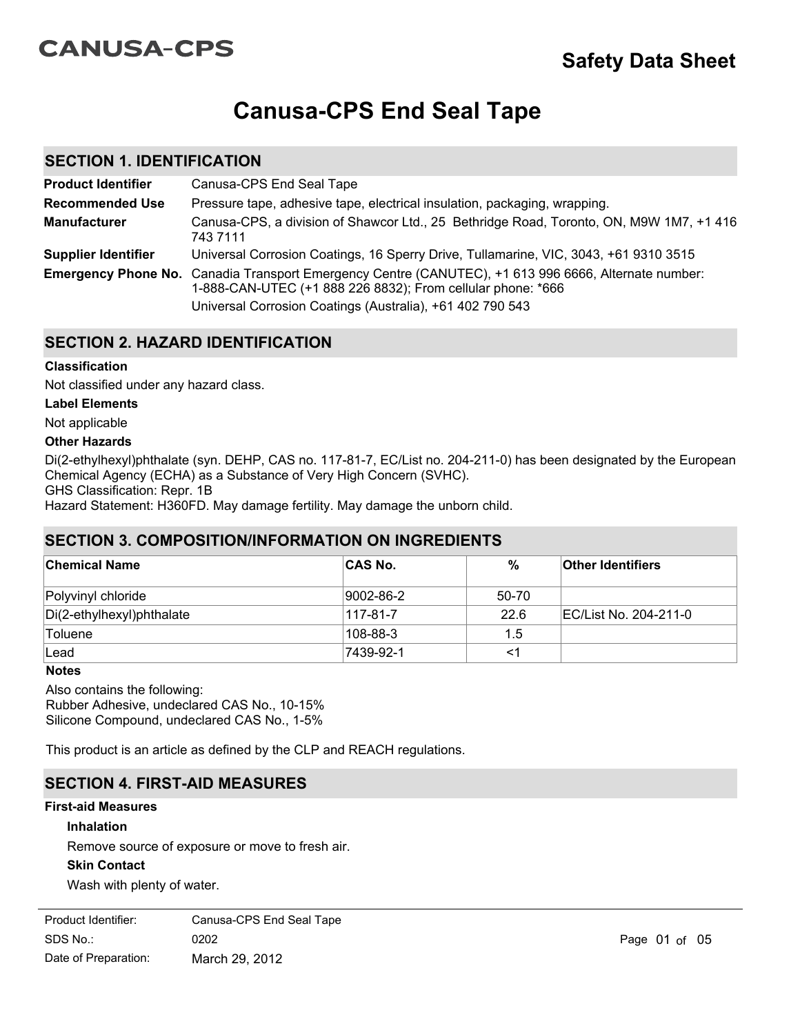CANUSA-CPS

**Safety Data Sheet**

# Canusa-CPS End Seal Tape

## SECTION 1. IDENTIFICATION

| | |
|---|---|
| **Product Identifier** | Canusa-CPS End Seal Tape |
| **Recommended Use** | Pressure tape, adhesive tape, electrical insulation, packaging, wrapping. |
| **Manufacturer** | Canusa-CPS, a division of Shawcor Ltd., 25 Bethridge Road, Toronto, ON, M9W 1M7, +1 416 743 7111 |
| **Supplier Identifier** | Universal Corrosion Coatings, 16 Sperry Drive, Tullamarine, VIC, 3043, +61 9310 3515 |
| **Emergency Phone No.** | Canadia Transport Emergency Centre (CANUTEC), +1 613 996 6666, Alternate number: 1-888-CAN-UTEC (+1 888 226 8832); From cellular phone: *666<br>Universal Corrosion Coatings (Australia), +61 402 790 543 |

## SECTION 2. HAZARD IDENTIFICATION

**Classification**

Not classified under any hazard class.

**Label Elements**

Not applicable

**Other Hazards**

Di(2-ethylhexyl)phthalate (syn. DEHP, CAS no. 117-81-7, EC/List no. 204-211-0) has been designated by the European Chemical Agency (ECHA) as a Substance of Very High Concern (SVHC).
GHS Classification: Repr. 1B
Hazard Statement: H360FD. May damage fertility. May damage the unborn child.

## SECTION 3. COMPOSITION/INFORMATION ON INGREDIENTS

| Chemical Name | CAS No. | % | Other Identifiers |
|---|---|---|---|
| Polyvinyl chloride | 9002-86-2 | 50-70 | |
| Di(2-ethylhexyl)phthalate | 117-81-7 | 22.6 | EC/List No. 204-211-0 |
| Toluene | 108-88-3 | 1.5 | |
| Lead | 7439-92-1 | <1 | |

**Notes**

Also contains the following:
Rubber Adhesive, undeclared CAS No., 10-15%
Silicone Compound, undeclared CAS No., 1-5%

This product is an article as defined by the CLP and REACH regulations.

## SECTION 4. FIRST-AID MEASURES

**First-aid Measures**

**Inhalation**

Remove source of exposure or move to fresh air.

**Skin Contact**

Wash with plenty of water.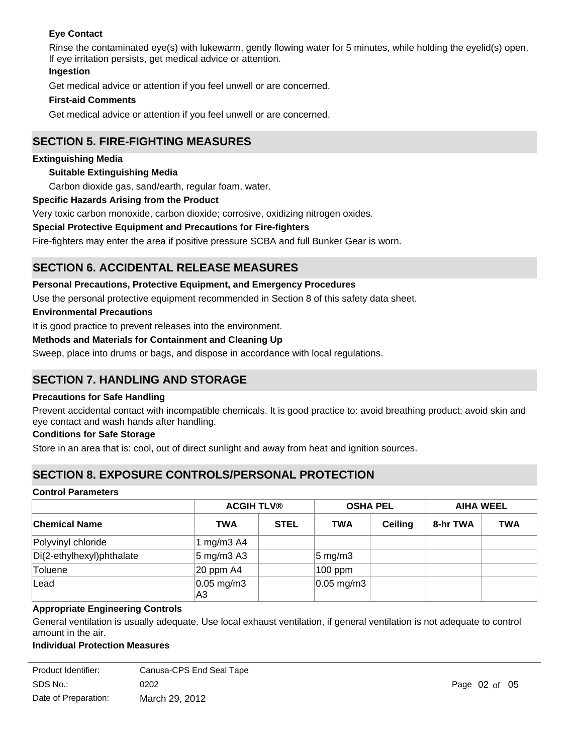**Eye Contact**

Rinse the contaminated eye(s) with lukewarm, gently flowing water for 5 minutes, while holding the eyelid(s) open. If eye irritation persists, get medical advice or attention.

**Ingestion**

Get medical advice or attention if you feel unwell or are concerned.

**First-aid Comments**

Get medical advice or attention if you feel unwell or are concerned.

## SECTION 5. FIRE-FIGHTING MEASURES

**Extinguishing Media**

**Suitable Extinguishing Media**

Carbon dioxide gas, sand/earth, regular foam, water.

**Specific Hazards Arising from the Product**

Very toxic carbon monoxide, carbon dioxide; corrosive, oxidizing nitrogen oxides.

**Special Protective Equipment and Precautions for Fire-fighters**

Fire-fighters may enter the area if positive pressure SCBA and full Bunker Gear is worn.

## SECTION 6. ACCIDENTAL RELEASE MEASURES

**Personal Precautions, Protective Equipment, and Emergency Procedures**

Use the personal protective equipment recommended in Section 8 of this safety data sheet.

**Environmental Precautions**

It is good practice to prevent releases into the environment.

**Methods and Materials for Containment and Cleaning Up**

Sweep, place into drums or bags, and dispose in accordance with local regulations.

## SECTION 7. HANDLING AND STORAGE

**Precautions for Safe Handling**

Prevent accidental contact with incompatible chemicals. It is good practice to: avoid breathing product; avoid skin and eye contact and wash hands after handling.

**Conditions for Safe Storage**

Store in an area that is: cool, out of direct sunlight and away from heat and ignition sources.

## SECTION 8. EXPOSURE CONTROLS/PERSONAL PROTECTION

**Control Parameters**

| | ACGIH TLV® | | OSHA PEL | | AIHA WEEL | |
|---|---|---|---|---|---|---|
| **Chemical Name** | **TWA** | **STEL** | **TWA** | **Ceiling** | **8-hr TWA** | **TWA** |
| Polyvinyl chloride | 1 mg/m3 A4 | | | | | |
| Di(2-ethylhexyl)phthalate | 5 mg/m3 A3 | | 5 mg/m3 | | | |
| Toluene | 20 ppm A4 | | 100 ppm | | | |
| Lead | 0.05 mg/m3 A3 | | 0.05 mg/m3 | | | |

**Appropriate Engineering Controls**

General ventilation is usually adequate. Use local exhaust ventilation, if general ventilation is not adequate to control amount in the air.

**Individual Protection Measures**

| Product Identifier: | Canusa-CPS End Seal Tape |
|---|---|
| SDS No.: | 0202 |
| Date of Preparation: | March 29, 2012 |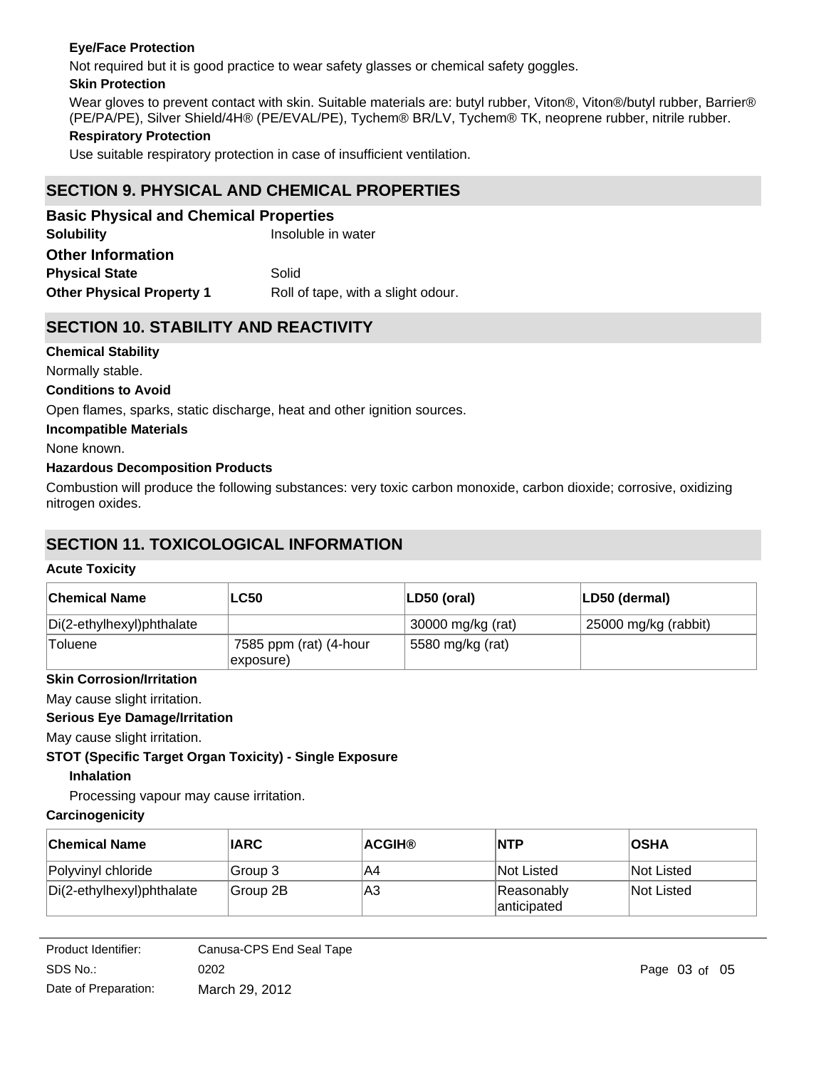**Eye/Face Protection**

Not required but it is good practice to wear safety glasses or chemical safety goggles.

**Skin Protection**

Wear gloves to prevent contact with skin. Suitable materials are: butyl rubber, Viton®, Viton®/butyl rubber, Barrier® (PE/PA/PE), Silver Shield/4H® (PE/EVAL/PE), Tychem® BR/LV, Tychem® TK, neoprene rubber, nitrile rubber.

**Respiratory Protection**

Use suitable respiratory protection in case of insufficient ventilation.

## SECTION 9. PHYSICAL AND CHEMICAL PROPERTIES

### Basic Physical and Chemical Properties

**Solubility** Insoluble in water

### Other Information

**Physical State** Solid

**Other Physical Property 1** Roll of tape, with a slight odour.

## SECTION 10. STABILITY AND REACTIVITY

**Chemical Stability**

Normally stable.

**Conditions to Avoid**

Open flames, sparks, static discharge, heat and other ignition sources.

**Incompatible Materials**

None known.

**Hazardous Decomposition Products**

Combustion will produce the following substances: very toxic carbon monoxide, carbon dioxide; corrosive, oxidizing nitrogen oxides.

## SECTION 11. TOXICOLOGICAL INFORMATION

**Acute Toxicity**

| Chemical Name | LC50 | LD50 (oral) | LD50 (dermal) |
|---|---|---|---|
| Di(2-ethylhexyl)phthalate | | 30000 mg/kg (rat) | 25000 mg/kg (rabbit) |
| Toluene | 7585 ppm (rat) (4-hour exposure) | 5580 mg/kg (rat) | |

**Skin Corrosion/Irritation**

May cause slight irritation.

**Serious Eye Damage/Irritation**

May cause slight irritation.

**STOT (Specific Target Organ Toxicity) - Single Exposure**

**Inhalation**

Processing vapour may cause irritation.

**Carcinogenicity**

| Chemical Name | IARC | ACGIH® | NTP | OSHA |
|---|---|---|---|---|
| Polyvinyl chloride | Group 3 | A4 | Not Listed | Not Listed |
| Di(2-ethylhexyl)phthalate | Group 2B | A3 | Reasonably anticipated | Not Listed |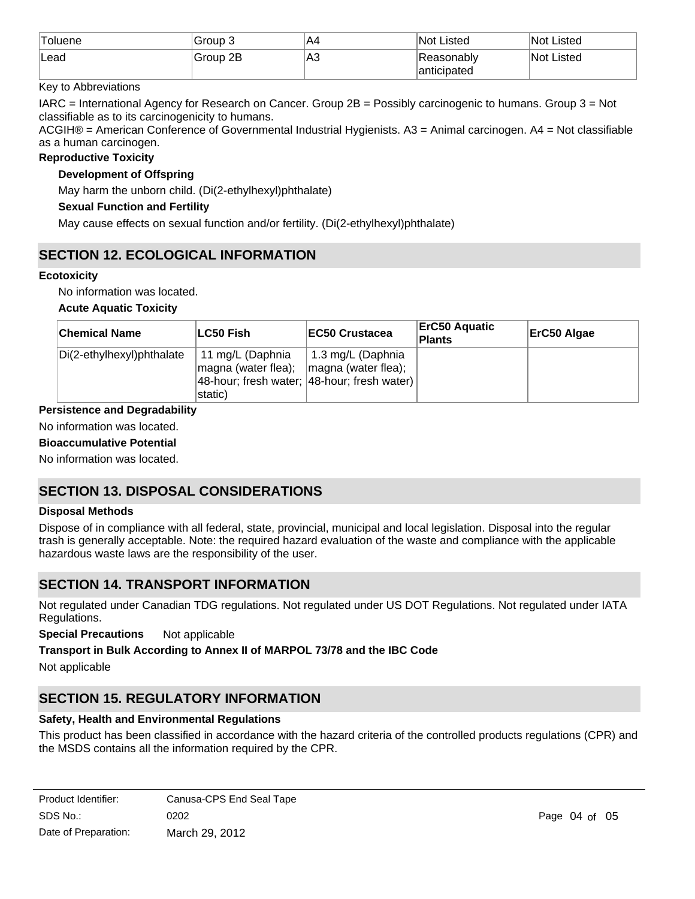| Toluene | Group 3 | A4 | Not Listed | Not Listed |
|---|---|---|---|---|
| Lead | Group 2B | A3 | Reasonably anticipated | Not Listed |

Key to Abbreviations

IARC = International Agency for Research on Cancer. Group 2B = Possibly carcinogenic to humans. Group 3 = Not classifiable as to its carcinogenicity to humans.
ACGIH® = American Conference of Governmental Industrial Hygienists. A3 = Animal carcinogen. A4 = Not classifiable as a human carcinogen.

**Reproductive Toxicity**

**Development of Offspring**

May harm the unborn child. (Di(2-ethylhexyl)phthalate)

**Sexual Function and Fertility**

May cause effects on sexual function and/or fertility. (Di(2-ethylhexyl)phthalate)

## SECTION 12. ECOLOGICAL INFORMATION

**Ecotoxicity**

No information was located.

**Acute Aquatic Toxicity**

| Chemical Name | LC50 Fish | EC50 Crustacea | ErC50 Aquatic Plants | ErC50 Algae |
|---|---|---|---|---|
| Di(2-ethylhexyl)phthalate | 11 mg/L (Daphnia magna (water flea); 48-hour; fresh water; static) | 1.3 mg/L (Daphnia magna (water flea); 48-hour; fresh water) | | |

**Persistence and Degradability**

No information was located.

**Bioaccumulative Potential**

No information was located.

## SECTION 13. DISPOSAL CONSIDERATIONS

**Disposal Methods**

Dispose of in compliance with all federal, state, provincial, municipal and local legislation. Disposal into the regular trash is generally acceptable. Note: the required hazard evaluation of the waste and compliance with the applicable hazardous waste laws are the responsibility of the user.

## SECTION 14. TRANSPORT INFORMATION

Not regulated under Canadian TDG regulations. Not regulated under US DOT Regulations. Not regulated under IATA Regulations.

**Special Precautions** Not applicable

**Transport in Bulk According to Annex II of MARPOL 73/78 and the IBC Code**

Not applicable

## SECTION 15. REGULATORY INFORMATION

**Safety, Health and Environmental Regulations**

This product has been classified in accordance with the hazard criteria of the controlled products regulations (CPR) and the MSDS contains all the information required by the CPR.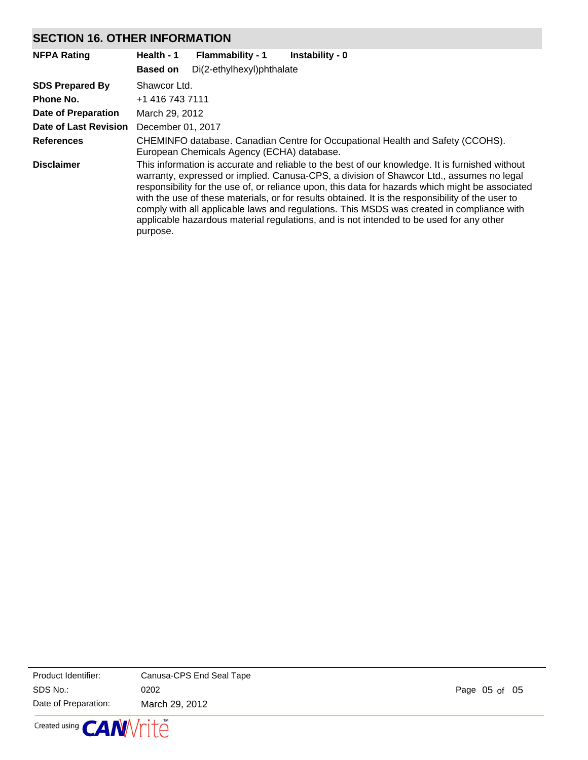## SECTION 16. OTHER INFORMATION

| | |
|---|---|
| **NFPA Rating** | **Health - 1** **Flammability - 1** **Instability - 0** |
| | **Based on** Di(2-ethylhexyl)phthalate |
| **SDS Prepared By** | Shawcor Ltd. |
| **Phone No.** | +1 416 743 7111 |
| **Date of Preparation** | March 29, 2012 |
| **Date of Last Revision** | December 01, 2017 |
| **References** | CHEMINFO database. Canadian Centre for Occupational Health and Safety (CCOHS). European Chemicals Agency (ECHA) database. |
| **Disclaimer** | This information is accurate and reliable to the best of our knowledge. It is furnished without warranty, expressed or implied. Canusa-CPS, a division of Shawcor Ltd., assumes no legal responsibility for the use of, or reliance upon, this data for hazards which might be associated with the use of these materials, or for results obtained. It is the responsibility of the user to comply with all applicable laws and regulations. This MSDS was created in compliance with applicable hazardous material regulations, and is not intended to be used for any other purpose. |